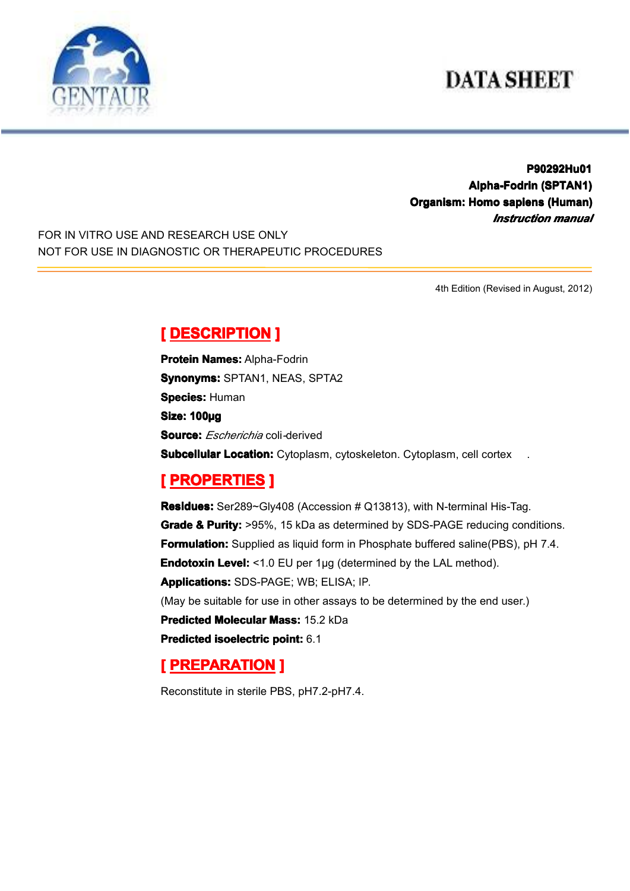GENTAUR

# DATA SHEET

**P90292Hu01**
**Alpha-Fodrin (SPTAN1)**
**Organism: Homo sapiens (Human)**
***Instruction manual***

FOR IN VITRO USE AND RESEARCH USE ONLY
NOT FOR USE IN DIAGNOSTIC OR THERAPEUTIC PROCEDURES

4th Edition (Revised in August, 2012)

## [ DESCRIPTION ]

**Protein Names:** Alpha-Fodrin
**Synonyms:** SPTAN1, NEAS, SPTA2
**Species:** Human
**Size: 100µg**
**Source:** *Escherichia* coli-derived
**Subcellular Location:** Cytoplasm, cytoskeleton. Cytoplasm, cell cortex .

## [ PROPERTIES ]

**Residues:** Ser289~Gly408 (Accession # Q13813), with N-terminal His-Tag.
**Grade & Purity:** >95%, 15 kDa as determined by SDS-PAGE reducing conditions.
**Formulation:** Supplied as liquid form in Phosphate buffered saline(PBS), pH 7.4.
**Endotoxin Level:** <1.0 EU per 1µg (determined by the LAL method).
**Applications:** SDS-PAGE; WB; ELISA; IP.
(May be suitable for use in other assays to be determined by the end user.)
**Predicted Molecular Mass:** 15.2 kDa
**Predicted isoelectric point:** 6.1

## [ PREPARATION ]

Reconstitute in sterile PBS, pH7.2-pH7.4.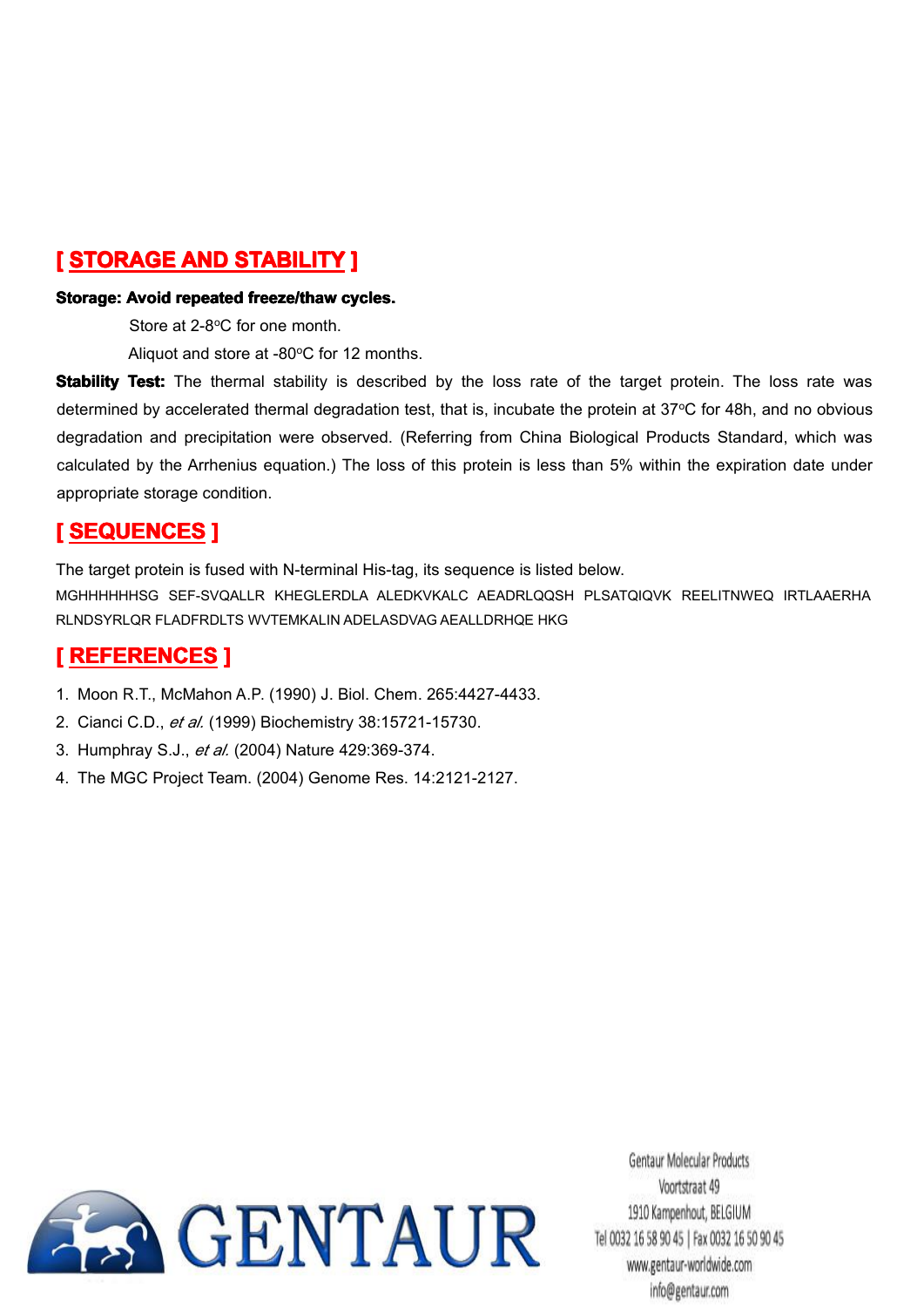## [ STORAGE AND STABILITY ]

**Storage: Avoid repeated freeze/thaw cycles.**

Store at 2-8°C for one month.

Aliquot and store at -80°C for 12 months.

**Stability Test:** The thermal stability is described by the loss rate of the target protein. The loss rate was determined by accelerated thermal degradation test, that is, incubate the protein at 37°C for 48h, and no obvious degradation and precipitation were observed. (Referring from China Biological Products Standard, which was calculated by the Arrhenius equation.) The loss of this protein is less than 5% within the expiration date under appropriate storage condition.

## [ SEQUENCES ]

The target protein is fused with N-terminal His-tag, its sequence is listed below.

MGHHHHHHSG SEF-SVQALLR KHEGLERDLA ALEDKVKALC AEADRLQQSH PLSATQIQVK REELITNWEQ IRTLAAERHA RLNDSYRLQR FLADFRDLTS WVTEMKALIN ADELASDVAG AEALLDRHQE HKG

## [ REFERENCES ]

1. Moon R.T., McMahon A.P. (1990) J. Biol. Chem. 265:4427-4433.
2. Cianci C.D., *et al.* (1999) Biochemistry 38:15721-15730.
3. Humphray S.J., *et al.* (2004) Nature 429:369-374.
4. The MGC Project Team. (2004) Genome Res. 14:2121-2127.

GENTAUR

Gentaur Molecular Products
Voortstraat 49
1910 Kampenhout, BELGIUM
Tel 0032 16 58 90 45 | Fax 0032 16 50 90 45
www.gentaur-worldwide.com
info@gentaur.com